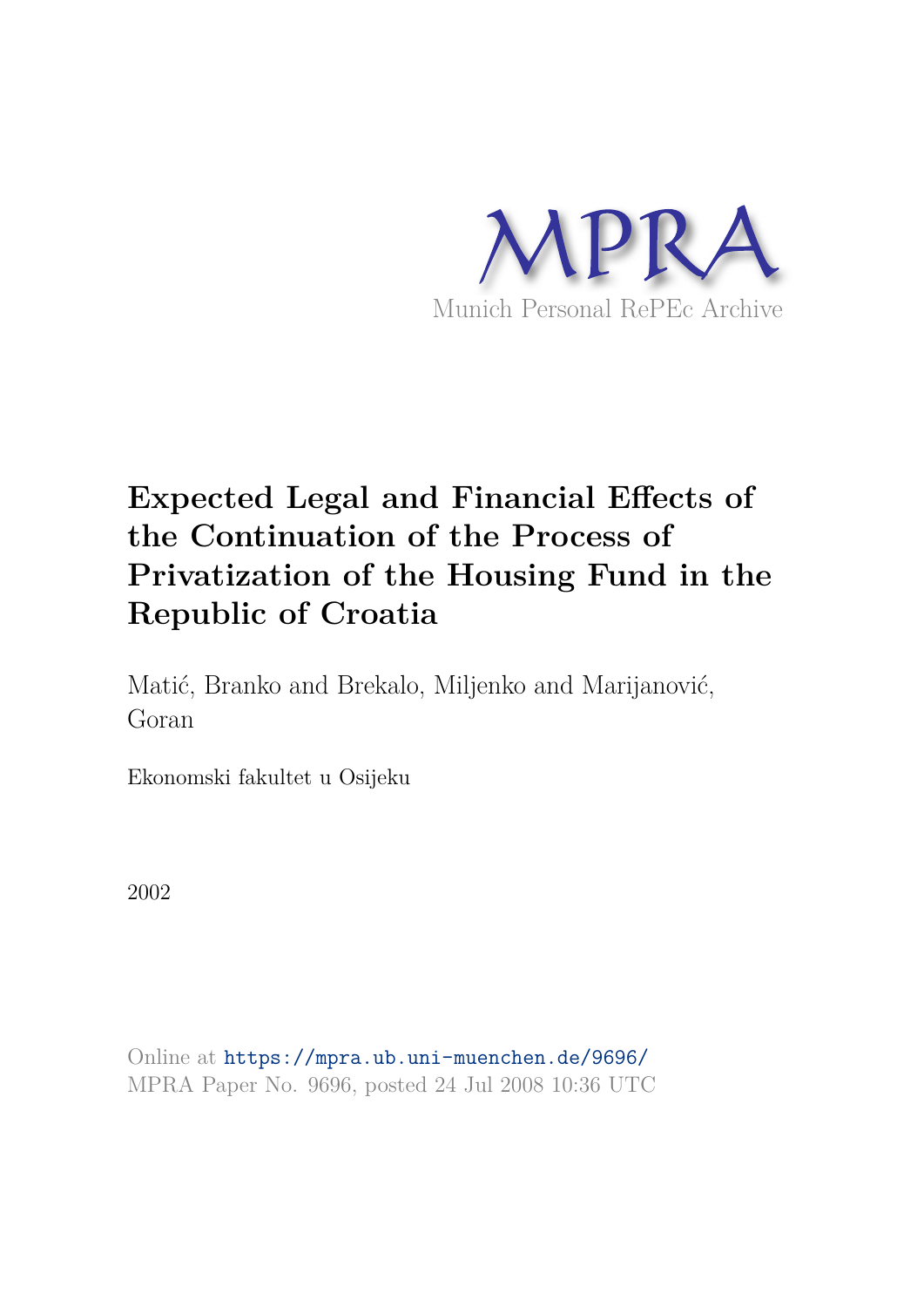MPRA

Munich Personal RePEc Archive

# Expected Legal and Financial Effects of the Continuation of the Process of Privatization of the Housing Fund in the Republic of Croatia

Matić, Branko and Brekalo, Miljenko and Marijanović, Goran

Ekonomski fakultet u Osijeku

2002

Online at https://mpra.ub.uni-muenchen.de/9696/
MPRA Paper No. 9696, posted 24 Jul 2008 10:36 UTC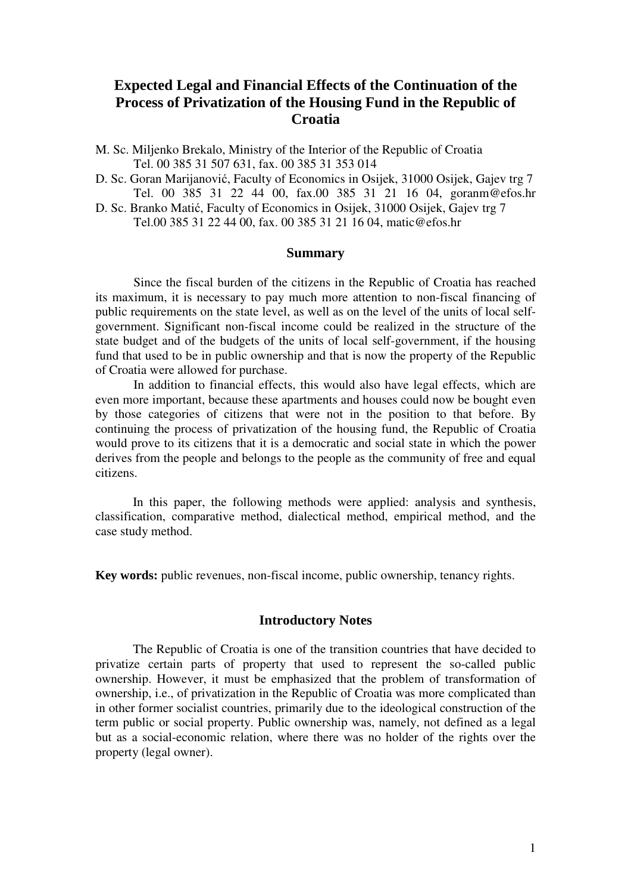# Expected Legal and Financial Effects of the Continuation of the Process of Privatization of the Housing Fund in the Republic of Croatia

M. Sc. Miljenko Brekalo, Ministry of the Interior of the Republic of Croatia
Tel. 00 385 31 507 631, fax. 00 385 31 353 014

D. Sc. Goran Marijanović, Faculty of Economics in Osijek, 31000 Osijek, Gajev trg 7
Tel. 00 385 31 22 44 00, fax.00 385 31 21 16 04, goranm@efos.hr

D. Sc. Branko Matić, Faculty of Economics in Osijek, 31000 Osijek, Gajev trg 7
Tel.00 385 31 22 44 00, fax. 00 385 31 21 16 04, matic@efos.hr

## Summary

Since the fiscal burden of the citizens in the Republic of Croatia has reached its maximum, it is necessary to pay much more attention to non-fiscal financing of public requirements on the state level, as well as on the level of the units of local self-government. Significant non-fiscal income could be realized in the structure of the state budget and of the budgets of the units of local self-government, if the housing fund that used to be in public ownership and that is now the property of the Republic of Croatia were allowed for purchase.

In addition to financial effects, this would also have legal effects, which are even more important, because these apartments and houses could now be bought even by those categories of citizens that were not in the position to that before. By continuing the process of privatization of the housing fund, the Republic of Croatia would prove to its citizens that it is a democratic and social state in which the power derives from the people and belongs to the people as the community of free and equal citizens.

In this paper, the following methods were applied: analysis and synthesis, classification, comparative method, dialectical method, empirical method, and the case study method.

**Key words:** public revenues, non-fiscal income, public ownership, tenancy rights.

## Introductory Notes

The Republic of Croatia is one of the transition countries that have decided to privatize certain parts of property that used to represent the so-called public ownership. However, it must be emphasized that the problem of transformation of ownership, i.e., of privatization in the Republic of Croatia was more complicated than in other former socialist countries, primarily due to the ideological construction of the term public or social property. Public ownership was, namely, not defined as a legal but as a social-economic relation, where there was no holder of the rights over the property (legal owner).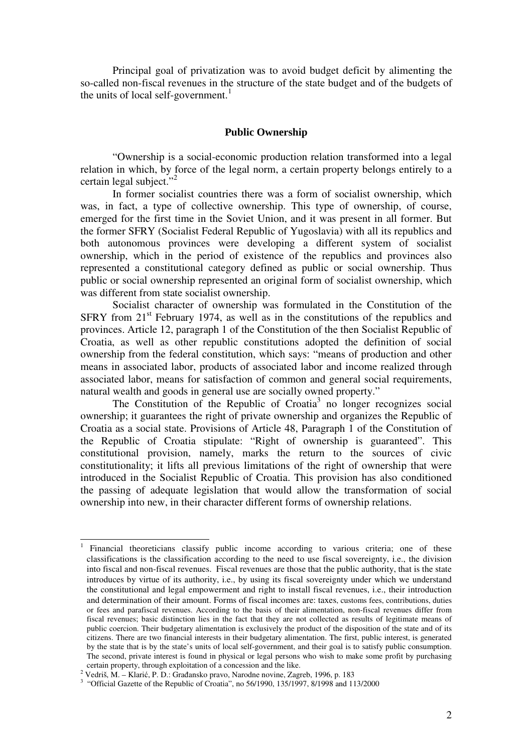Principal goal of privatization was to avoid budget deficit by alimenting the so-called non-fiscal revenues in the structure of the state budget and of the budgets of the units of local self-government.[1]

## Public Ownership

"Ownership is a social-economic production relation transformed into a legal relation in which, by force of the legal norm, a certain property belongs entirely to a certain legal subject."[2]

In former socialist countries there was a form of socialist ownership, which was, in fact, a type of collective ownership. This type of ownership, of course, emerged for the first time in the Soviet Union, and it was present in all former. But the former SFRY (Socialist Federal Republic of Yugoslavia) with all its republics and both autonomous provinces were developing a different system of socialist ownership, which in the period of existence of the republics and provinces also represented a constitutional category defined as public or social ownership. Thus public or social ownership represented an original form of socialist ownership, which was different from state socialist ownership.

Socialist character of ownership was formulated in the Constitution of the SFRY from 21st February 1974, as well as in the constitutions of the republics and provinces. Article 12, paragraph 1 of the Constitution of the then Socialist Republic of Croatia, as well as other republic constitutions adopted the definition of social ownership from the federal constitution, which says: "means of production and other means in associated labor, products of associated labor and income realized through associated labor, means for satisfaction of common and general social requirements, natural wealth and goods in general use are socially owned property."

The Constitution of the Republic of Croatia[3] no longer recognizes social ownership; it guarantees the right of private ownership and organizes the Republic of Croatia as a social state. Provisions of Article 48, Paragraph 1 of the Constitution of the Republic of Croatia stipulate: "Right of ownership is guaranteed". This constitutional provision, namely, marks the return to the sources of civic constitutionality; it lifts all previous limitations of the right of ownership that were introduced in the Socialist Republic of Croatia. This provision has also conditioned the passing of adequate legislation that would allow the transformation of social ownership into new, in their character different forms of ownership relations.

---

[1] Financial theoreticians classify public income according to various criteria; one of these classifications is the classification according to the need to use fiscal sovereignty, i.e., the division into fiscal and non-fiscal revenues. Fiscal revenues are those that the public authority, that is the state introduces by virtue of its authority, i.e., by using its fiscal sovereignty under which we understand the constitutional and legal empowerment and right to install fiscal revenues, i.e., their introduction and determination of their amount. Forms of fiscal incomes are: taxes, customs fees, contributions, duties or fees and parafiscal revenues. According to the basis of their alimentation, non-fiscal revenues differ from fiscal revenues; basic distinction lies in the fact that they are not collected as results of legitimate means of public coercion. Their budgetary alimentation is exclusively the product of the disposition of the state and of its citizens. There are two financial interests in their budgetary alimentation. The first, public interest, is generated by the state that is by the state's units of local self-government, and their goal is to satisfy public consumption. The second, private interest is found in physical or legal persons who wish to make some profit by purchasing certain property, through exploitation of a concession and the like.

[2] Vedriš, M. – Klarić, P. D.: Građansko pravo, Narodne novine, Zagreb, 1996, p. 183

[3] "Official Gazette of the Republic of Croatia", no 56/1990, 135/1997, 8/1998 and 113/2000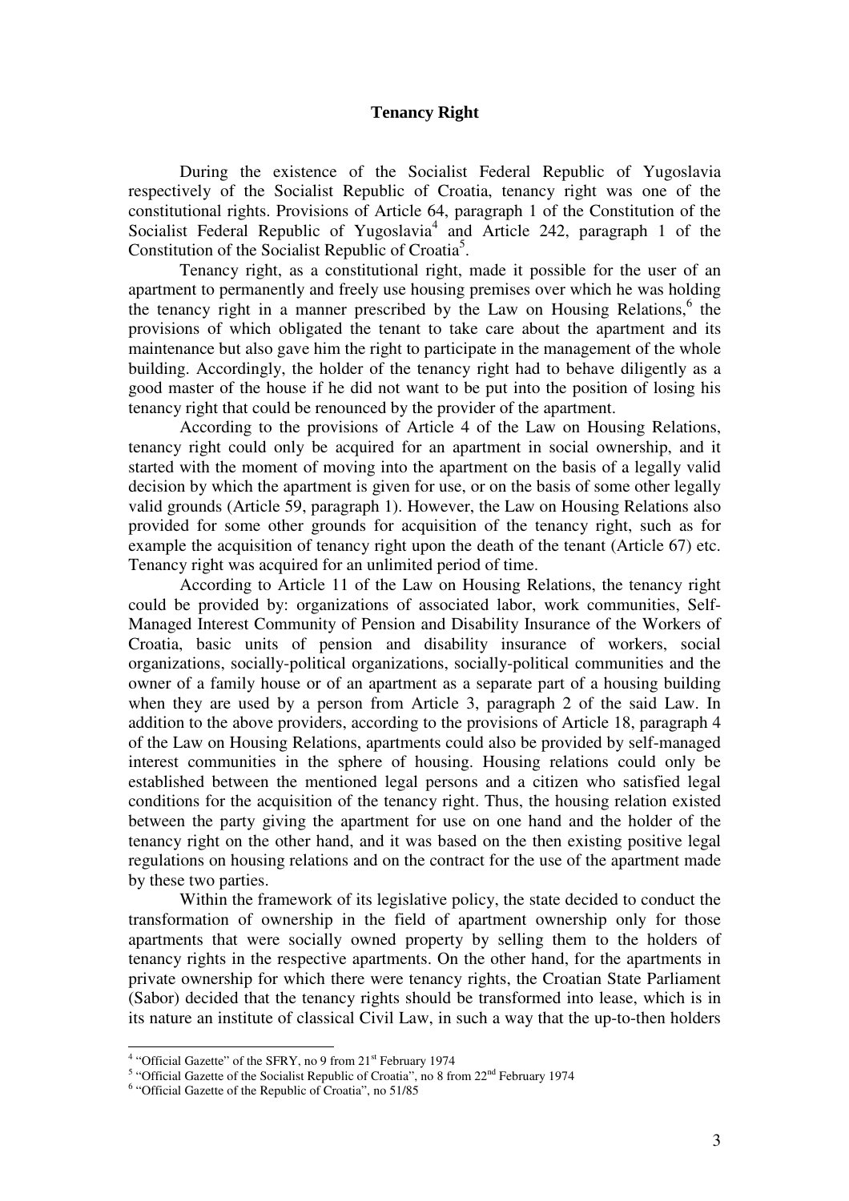**Tenancy Right**

During the existence of the Socialist Federal Republic of Yugoslavia respectively of the Socialist Republic of Croatia, tenancy right was one of the constitutional rights. Provisions of Article 64, paragraph 1 of the Constitution of the Socialist Federal Republic of Yugoslavia[4] and Article 242, paragraph 1 of the Constitution of the Socialist Republic of Croatia[5].

Tenancy right, as a constitutional right, made it possible for the user of an apartment to permanently and freely use housing premises over which he was holding the tenancy right in a manner prescribed by the Law on Housing Relations,[6] the provisions of which obligated the tenant to take care about the apartment and its maintenance but also gave him the right to participate in the management of the whole building. Accordingly, the holder of the tenancy right had to behave diligently as a good master of the house if he did not want to be put into the position of losing his tenancy right that could be renounced by the provider of the apartment.

According to the provisions of Article 4 of the Law on Housing Relations, tenancy right could only be acquired for an apartment in social ownership, and it started with the moment of moving into the apartment on the basis of a legally valid decision by which the apartment is given for use, or on the basis of some other legally valid grounds (Article 59, paragraph 1). However, the Law on Housing Relations also provided for some other grounds for acquisition of the tenancy right, such as for example the acquisition of tenancy right upon the death of the tenant (Article 67) etc. Tenancy right was acquired for an unlimited period of time.

According to Article 11 of the Law on Housing Relations, the tenancy right could be provided by: organizations of associated labor, work communities, Self-Managed Interest Community of Pension and Disability Insurance of the Workers of Croatia, basic units of pension and disability insurance of workers, social organizations, socially-political organizations, socially-political communities and the owner of a family house or of an apartment as a separate part of a housing building when they are used by a person from Article 3, paragraph 2 of the said Law. In addition to the above providers, according to the provisions of Article 18, paragraph 4 of the Law on Housing Relations, apartments could also be provided by self-managed interest communities in the sphere of housing. Housing relations could only be established between the mentioned legal persons and a citizen who satisfied legal conditions for the acquisition of the tenancy right. Thus, the housing relation existed between the party giving the apartment for use on one hand and the holder of the tenancy right on the other hand, and it was based on the then existing positive legal regulations on housing relations and on the contract for the use of the apartment made by these two parties.

Within the framework of its legislative policy, the state decided to conduct the transformation of ownership in the field of apartment ownership only for those apartments that were socially owned property by selling them to the holders of tenancy rights in the respective apartments. On the other hand, for the apartments in private ownership for which there were tenancy rights, the Croatian State Parliament (Sabor) decided that the tenancy rights should be transformed into lease, which is in its nature an institute of classical Civil Law, in such a way that the up-to-then holders

---

[4] "Official Gazette" of the SFRY, no 9 from 21st February 1974

[5] "Official Gazette of the Socialist Republic of Croatia", no 8 from 22nd February 1974

[6] "Official Gazette of the Republic of Croatia", no 51/85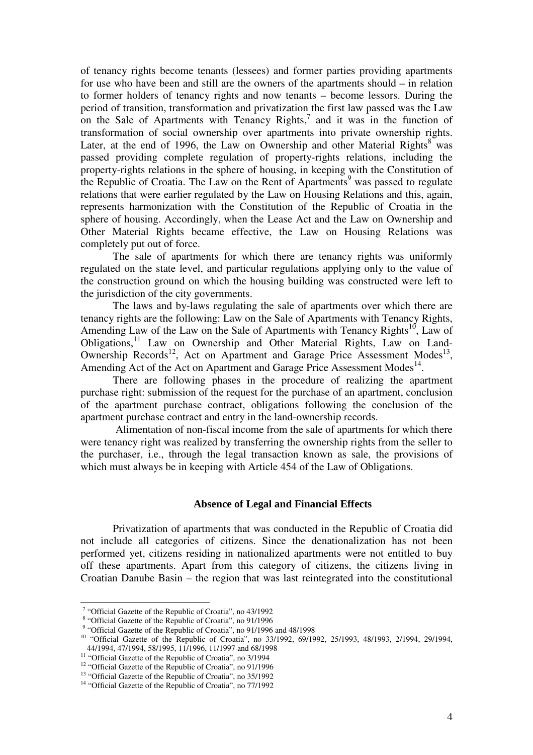of tenancy rights become tenants (lessees) and former parties providing apartments for use who have been and still are the owners of the apartments should – in relation to former holders of tenancy rights and now tenants – become lessors. During the period of transition, transformation and privatization the first law passed was the Law on the Sale of Apartments with Tenancy Rights,[7] and it was in the function of transformation of social ownership over apartments into private ownership rights. Later, at the end of 1996, the Law on Ownership and other Material Rights[8] was passed providing complete regulation of property-rights relations, including the property-rights relations in the sphere of housing, in keeping with the Constitution of the Republic of Croatia. The Law on the Rent of Apartments[9] was passed to regulate relations that were earlier regulated by the Law on Housing Relations and this, again, represents harmonization with the Constitution of the Republic of Croatia in the sphere of housing. Accordingly, when the Lease Act and the Law on Ownership and Other Material Rights became effective, the Law on Housing Relations was completely put out of force.

The sale of apartments for which there are tenancy rights was uniformly regulated on the state level, and particular regulations applying only to the value of the construction ground on which the housing building was constructed were left to the jurisdiction of the city governments.

The laws and by-laws regulating the sale of apartments over which there are tenancy rights are the following: Law on the Sale of Apartments with Tenancy Rights, Amending Law of the Law on the Sale of Apartments with Tenancy Rights[10], Law of Obligations,[11] Law on Ownership and Other Material Rights, Law on Land-Ownership Records[12], Act on Apartment and Garage Price Assessment Modes[13], Amending Act of the Act on Apartment and Garage Price Assessment Modes[14].

There are following phases in the procedure of realizing the apartment purchase right: submission of the request for the purchase of an apartment, conclusion of the apartment purchase contract, obligations following the conclusion of the apartment purchase contract and entry in the land-ownership records.

Alimentation of non-fiscal income from the sale of apartments for which there were tenancy right was realized by transferring the ownership rights from the seller to the purchaser, i.e., through the legal transaction known as sale, the provisions of which must always be in keeping with Article 454 of the Law of Obligations.

### Absence of Legal and Financial Effects

Privatization of apartments that was conducted in the Republic of Croatia did not include all categories of citizens. Since the denationalization has not been performed yet, citizens residing in nationalized apartments were not entitled to buy off these apartments. Apart from this category of citizens, the citizens living in Croatian Danube Basin – the region that was last reintegrated into the constitutional

---

[7] "Official Gazette of the Republic of Croatia", no 43/1992

[8] "Official Gazette of the Republic of Croatia", no 91/1996

[9] "Official Gazette of the Republic of Croatia", no 91/1996 and 48/1998

[10] "Official Gazette of the Republic of Croatia", no 33/1992, 69/1992, 25/1993, 48/1993, 2/1994, 29/1994, 44/1994, 47/1994, 58/1995, 11/1996, 11/1997 and 68/1998

[11] "Official Gazette of the Republic of Croatia", no 3/1994

[12] "Official Gazette of the Republic of Croatia", no 91/1996

[13] "Official Gazette of the Republic of Croatia", no 35/1992

[14] "Official Gazette of the Republic of Croatia", no 77/1992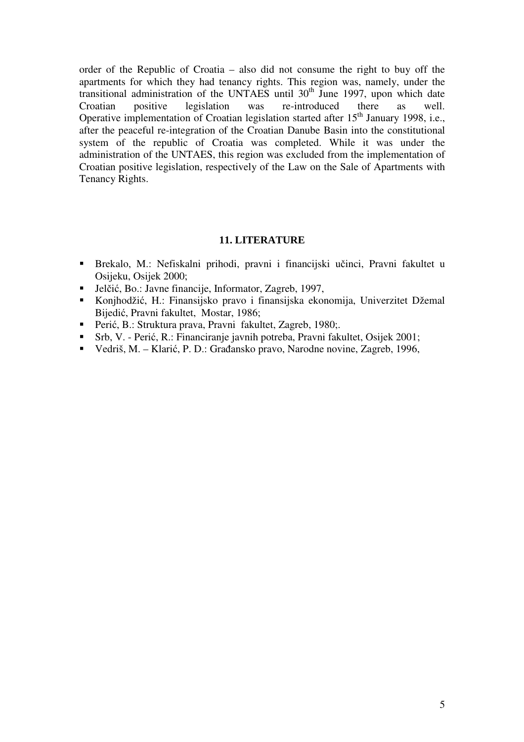order of the Republic of Croatia – also did not consume the right to buy off the apartments for which they had tenancy rights. This region was, namely, under the transitional administration of the UNTAES until 30th June 1997, upon which date Croatian positive legislation was re-introduced there as well. Operative implementation of Croatian legislation started after 15th January 1998, i.e., after the peaceful re-integration of the Croatian Danube Basin into the constitutional system of the republic of Croatia was completed. While it was under the administration of the UNTAES, this region was excluded from the implementation of Croatian positive legislation, respectively of the Law on the Sale of Apartments with Tenancy Rights.

## 11. LITERATURE

- Brekalo, M.: Nefiskalni prihodi, pravni i financijski učinci, Pravni fakultet u Osijeku, Osijek 2000;
- Jelčić, Bo.: Javne financije, Informator, Zagreb, 1997,
- Konjhodžić, H.: Finansijsko pravo i finansijska ekonomija, Univerzitet Džemal Bijedić, Pravni fakultet, Mostar, 1986;
- Perić, B.: Struktura prava, Pravni fakultet, Zagreb, 1980;.
- Srb, V. - Perić, R.: Financiranje javnih potreba, Pravni fakultet, Osijek 2001;
- Vedriš, M. – Klarić, P. D.: Građansko pravo, Narodne novine, Zagreb, 1996,